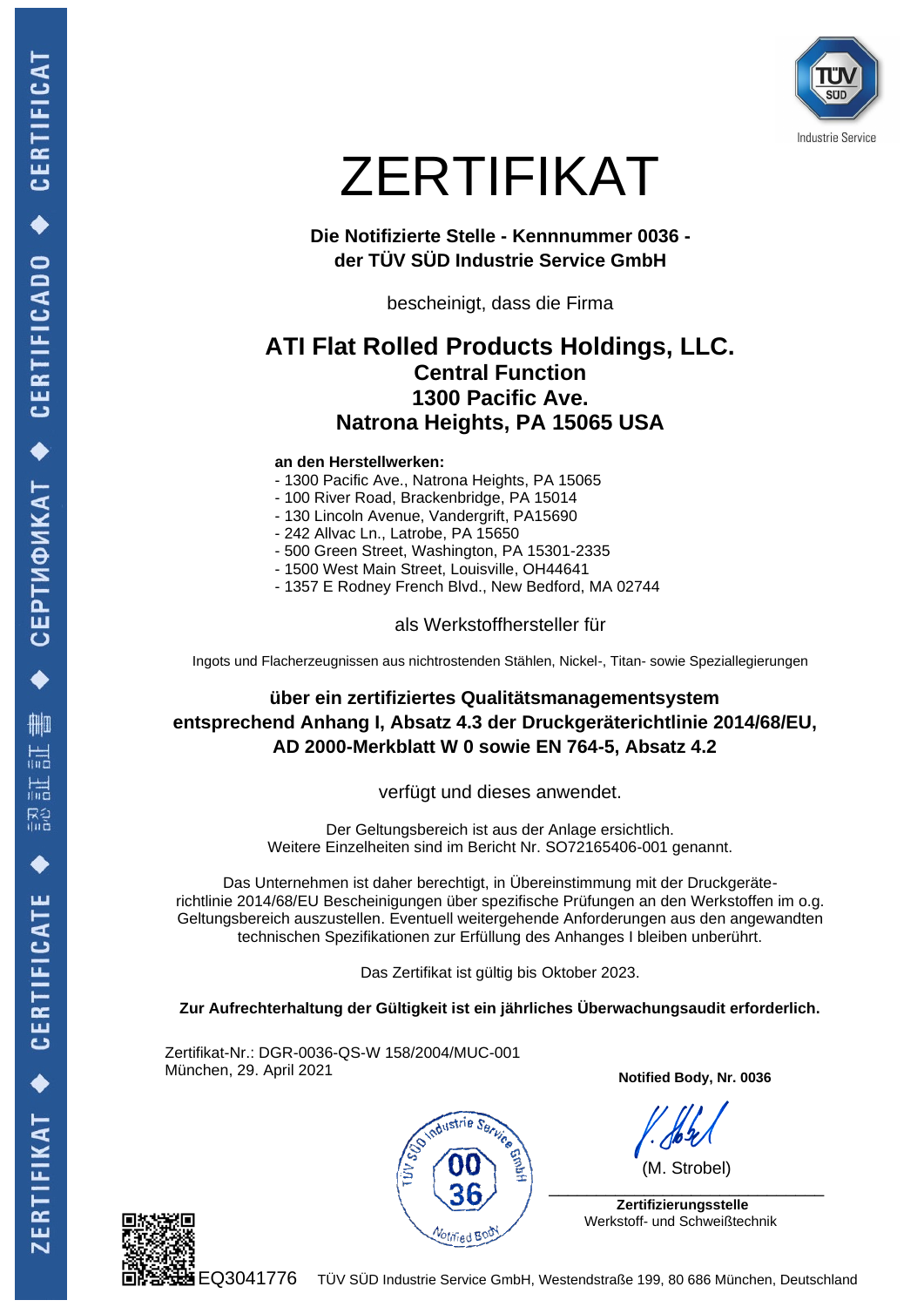# ZERTIFIKAT

**Die Notifizierte Stelle - Kennnummer 0036 -**
**der TÜV SÜD Industrie Service GmbH**

bescheinigt, dass die Firma

## ATI Flat Rolled Products Holdings, LLC.
### Central Function
### 1300 Pacific Ave.
### Natrona Heights, PA 15065 USA

**an den Herstellwerken:**

- 1300 Pacific Ave., Natrona Heights, PA 15065
- 100 River Road, Brackenbridge, PA 15014
- 130 Lincoln Avenue, Vandergrift, PA15690
- 242 Allvac Ln., Latrobe, PA 15650
- 500 Green Street, Washington, PA 15301-2335
- 1500 West Main Street, Louisville, OH44641
- 1357 E Rodney French Blvd., New Bedford, MA 02744

als Werkstoffhersteller für

Ingots und Flacherzeugnissen aus nichtrostenden Stählen, Nickel-, Titan- sowie Speziallegierungen

**über ein zertifiziertes Qualitätsmanagementsystem entsprechend Anhang I, Absatz 4.3 der Druckgeräterichtlinie 2014/68/EU, AD 2000-Merkblatt W 0 sowie EN 764-5, Absatz 4.2**

verfügt und dieses anwendet.

Der Geltungsbereich ist aus der Anlage ersichtlich.
Weitere Einzelheiten sind im Bericht Nr. SO72165406-001 genannt.

Das Unternehmen ist daher berechtigt, in Übereinstimmung mit der Druckgeräte-richtlinie 2014/68/EU Bescheinigungen über spezifische Prüfungen an den Werkstoffen im o.g. Geltungsbereich auszustellen. Eventuell weitergehende Anforderungen aus den angewandten technischen Spezifikationen zur Erfüllung des Anhanges I bleiben unberührt.

Das Zertifikat ist gültig bis Oktober 2023.

**Zur Aufrechterhaltung der Gültigkeit ist ein jährliches Überwachungsaudit erforderlich.**

Zertifikat-Nr.: DGR-0036-QS-W 158/2004/MUC-001
München, 29. April 2021

**Notified Body, Nr. 0036**

(M. Strobel)

**Zertifizierungsstelle**
Werkstoff- und Schweißtechnik

EQ3041776

TÜV SÜD Industrie Service GmbH, Westendstraße 199, 80 686 München, Deutschland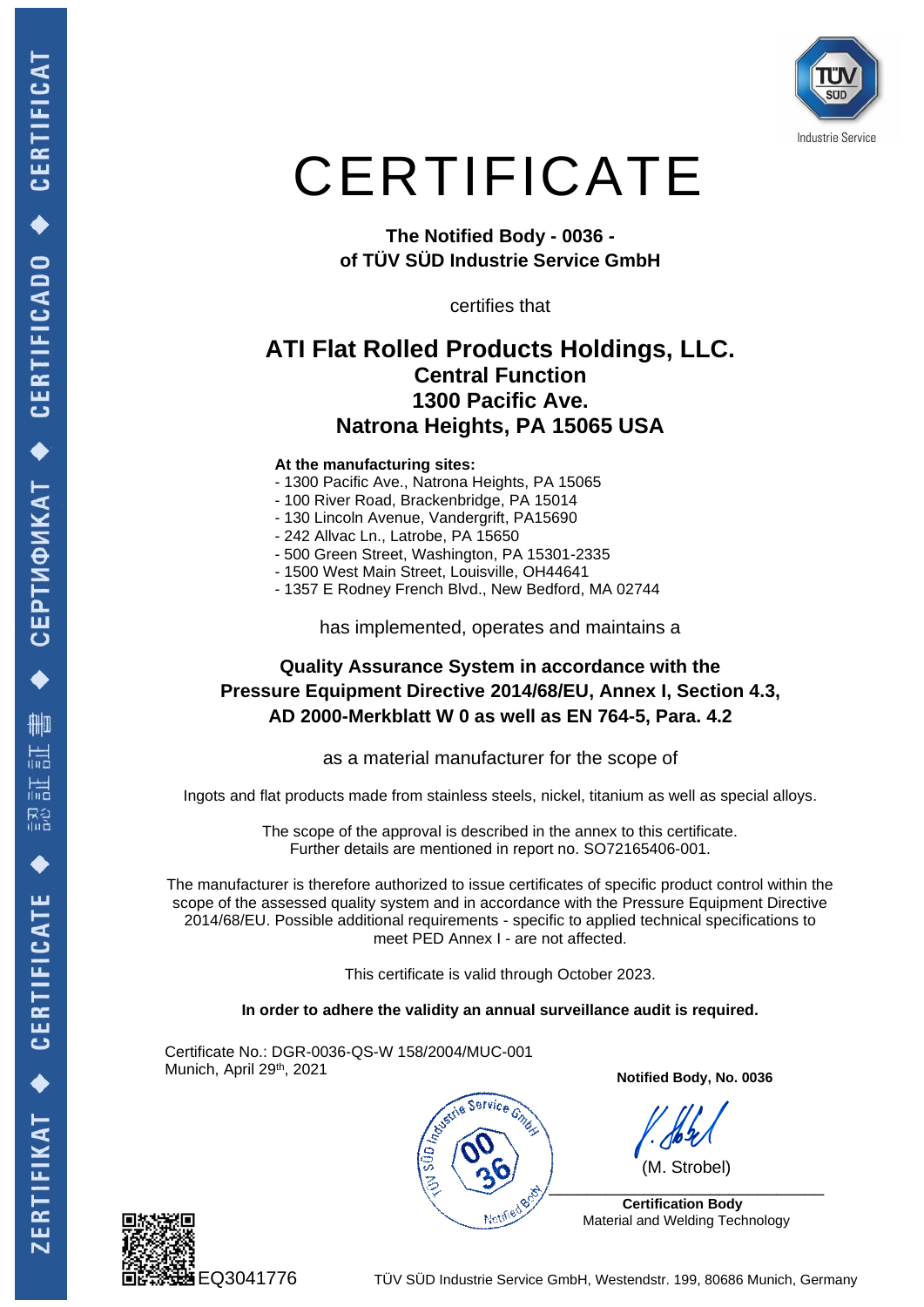# CERTIFICATE

**The Notified Body - 0036 -**
**of TÜV SÜD Industrie Service GmbH**

certifies that

## ATI Flat Rolled Products Holdings, LLC.
### Central Function
### 1300 Pacific Ave.
### Natrona Heights, PA 15065 USA

**At the manufacturing sites:**

- 1300 Pacific Ave., Natrona Heights, PA 15065
- 100 River Road, Brackenbridge, PA 15014
- 130 Lincoln Avenue, Vandergrift, PA15690
- 242 Allvac Ln., Latrobe, PA 15650
- 500 Green Street, Washington, PA 15301-2335
- 1500 West Main Street, Louisville, OH44641
- 1357 E Rodney French Blvd., New Bedford, MA 02744

has implemented, operates and maintains a

**Quality Assurance System in accordance with the Pressure Equipment Directive 2014/68/EU, Annex I, Section 4.3, AD 2000-Merkblatt W 0 as well as EN 764-5, Para. 4.2**

as a material manufacturer for the scope of

Ingots and flat products made from stainless steels, nickel, titanium as well as special alloys.

The scope of the approval is described in the annex to this certificate.
Further details are mentioned in report no. SO72165406-001.

The manufacturer is therefore authorized to issue certificates of specific product control within the scope of the assessed quality system and in accordance with the Pressure Equipment Directive 2014/68/EU. Possible additional requirements - specific to applied technical specifications to meet PED Annex I - are not affected.

This certificate is valid through October 2023.

**In order to adhere the validity an annual surveillance audit is required.**

Certificate No.: DGR-0036-QS-W 158/2004/MUC-001
Munich, April 29th, 2021

**Notified Body, No. 0036**

(M. Strobel)

**Certification Body**
Material and Welding Technology

EQ3041776

TÜV SÜD Industrie Service GmbH, Westendstr. 199, 80686 Munich, Germany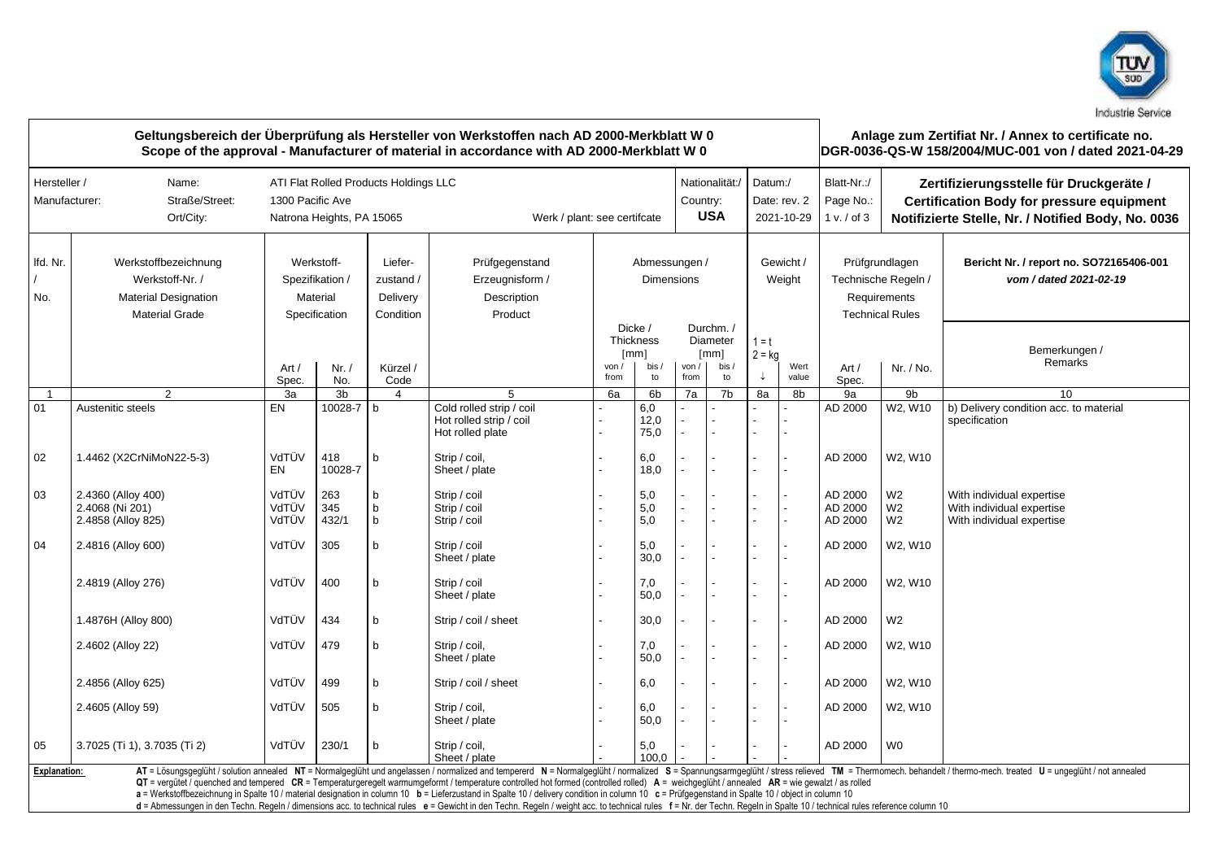**Geltungsbereich der Überprüfung als Hersteller von Werkstoffen nach AD 2000-Merkblatt W 0**
**Scope of the approval - Manufacturer of material in accordance with AD 2000-Merkblatt W 0**

**Anlage zum Zertifiat Nr. / Annex to certificate no.**
**DGR-0036-QS-W 158/2004/MUC-001 von / dated 2021-04-29**

| Hersteller / Manufacturer: | |
|---|---|
| Name: | ATI Flat Rolled Products Holdings LLC |
| Straße/Street: | 1300 Pacific Ave |
| Ort/City: | Natrona Heights, PA 15065 |
| Werk / plant: | see certifcate |
| Nationalität:/ Country: | **USA** |
| Datum:/ Date: | rev. 2 2021-10-29 |
| Blatt-Nr.:/ Page No.: | 1 v. / of 3 |

**Zertifizierungsstelle für Druckgeräte / Certification Body for pressure equipment Notifizierte Stelle, Nr. / Notified Body, No. 0036**

**Bericht Nr. / report no. SO72165406-001** *vom / dated 2021-02-19*

| lfd. Nr. / No. | Werkstoffbezeichnung / Werkstoff-Nr. / Material Designation / Material Grade | Werkstoff-Spezifikation / Material Specification: Art / Spec. | Nr. / No. | Lieferzustand / Delivery Condition: Kürzel / Code | Prüfgegenstand / Erzeugnisform / Description / Product | Dicke / Thickness [mm] von / from | bis / to | Durchm. / Diameter [mm] von / from | bis / to | Gewicht / Weight 1 = t 2 = kg ↓ | Wert value | Prüfgrundlagen / Technische Regeln / Requirements / Technical Rules: Art / Spec. | Nr. / No. | Bemerkungen / Remarks |
|---|---|---|---|---|---|---|---|---|---|---|---|---|---|---|
| 1 | 2 | 3a | 3b | 4 | 5 | 6a | 6b | 7a | 7b | 8a | 8b | 9a | 9b | 10 |
| 01 | Austenitic steels | EN | 10028-7 | b | Cold rolled strip / coil<br>Hot rolled strip / coil<br>Hot rolled plate | -<br>-<br>- | 6,0<br>12,0<br>75,0 | -<br>-<br>- | -<br>-<br>- | -<br>-<br>- | -<br>-<br>- | AD 2000 | W2, W10 | b) Delivery condition acc. to material specification |
| 02 | 1.4462 (X2CrNiMoN22-5-3) | VdTÜV<br>EN | 418<br>10028-7 | b | Strip / coil,<br>Sheet / plate | -<br>- | 6,0<br>18,0 | -<br>- | -<br>- | -<br>- | -<br>- | AD 2000 | W2, W10 | |
| 03 | 2.4360 (Alloy 400)<br>2.4068 (Ni 201)<br>2.4858 (Alloy 825) | VdTÜV<br>VdTÜV<br>VdTÜV | 263<br>345<br>432/1 | b<br>b<br>b | Strip / coil<br>Strip / coil<br>Strip / coil | -<br>-<br>- | 5,0<br>5,0<br>5,0 | -<br>-<br>- | -<br>-<br>- | -<br>-<br>- | -<br>-<br>- | AD 2000<br>AD 2000<br>AD 2000 | W2<br>W2<br>W2 | With individual expertise<br>With individual expertise<br>With individual expertise |
| 04 | 2.4816 (Alloy 600) | VdTÜV | 305 | b | Strip / coil<br>Sheet / plate | -<br>- | 5,0<br>30,0 | -<br>- | -<br>- | -<br>- | -<br>- | AD 2000 | W2, W10 | |
| | 2.4819 (Alloy 276) | VdTÜV | 400 | b | Strip / coil<br>Sheet / plate | -<br>- | 7,0<br>50,0 | -<br>- | -<br>- | -<br>- | -<br>- | AD 2000 | W2, W10 | |
| | 1.4876H (Alloy 800) | VdTÜV | 434 | b | Strip / coil / sheet | - | 30,0 | - | - | - | - | AD 2000 | W2 | |
| | 2.4602 (Alloy 22) | VdTÜV | 479 | b | Strip / coil,<br>Sheet / plate | -<br>- | 7,0<br>50,0 | -<br>- | -<br>- | -<br>- | -<br>- | AD 2000 | W2, W10 | |
| | 2.4856 (Alloy 625) | VdTÜV | 499 | b | Strip / coil / sheet | - | 6,0 | - | - | - | - | AD 2000 | W2, W10 | |
| | 2.4605 (Alloy 59) | VdTÜV | 505 | b | Strip / coil,<br>Sheet / plate | -<br>- | 6,0<br>50,0 | -<br>- | -<br>- | -<br>- | -<br>- | AD 2000 | W2, W10 | |
| 05 | 3.7025 (Ti 1), 3.7035 (Ti 2) | VdTÜV | 230/1 | b | Strip / coil,<br>Sheet / plate | -<br>- | 5,0<br>100,0 | -<br>- | -<br>- | -<br>- | -<br>- | AD 2000 | W0 | |

**Explanation:** **AT** = Lösungsgeglüht / solution annealed **NT** = Normalgeglüht und angelassen / normalized and tempererd **N** = Normalgeglüht / normalized **S** = Spannungsarmgeglüht / stress relieved **TM** = Thermomech. behandelt / thermo-mech. treated **U** = ungeglüht / not annealed
**QT** = vergütet / quenched and tempered **CR** = Temperaturgeregelt warmumgeformt / temperature controlled hot formed (controlled rolled) **A** = weichgeglüht / annealed **AR** = wie gewalzt / as rolled
**a** = Werkstoffbezeichnung in Spalte 10 / material designation in column 10 **b** = Lieferzustand in Spalte 10 / delivery condition in column 10 **c** = Prüfgegenstand in Spalte 10 / object in column 10
**d** = Abmessungen in den Techn. Regeln / dimensions acc. to technical rules **e** = Gewicht in den Techn. Regeln / weight acc. to technical rules **f** = Nr. der Techn. Regeln in Spalte 10 / technical rules reference column 10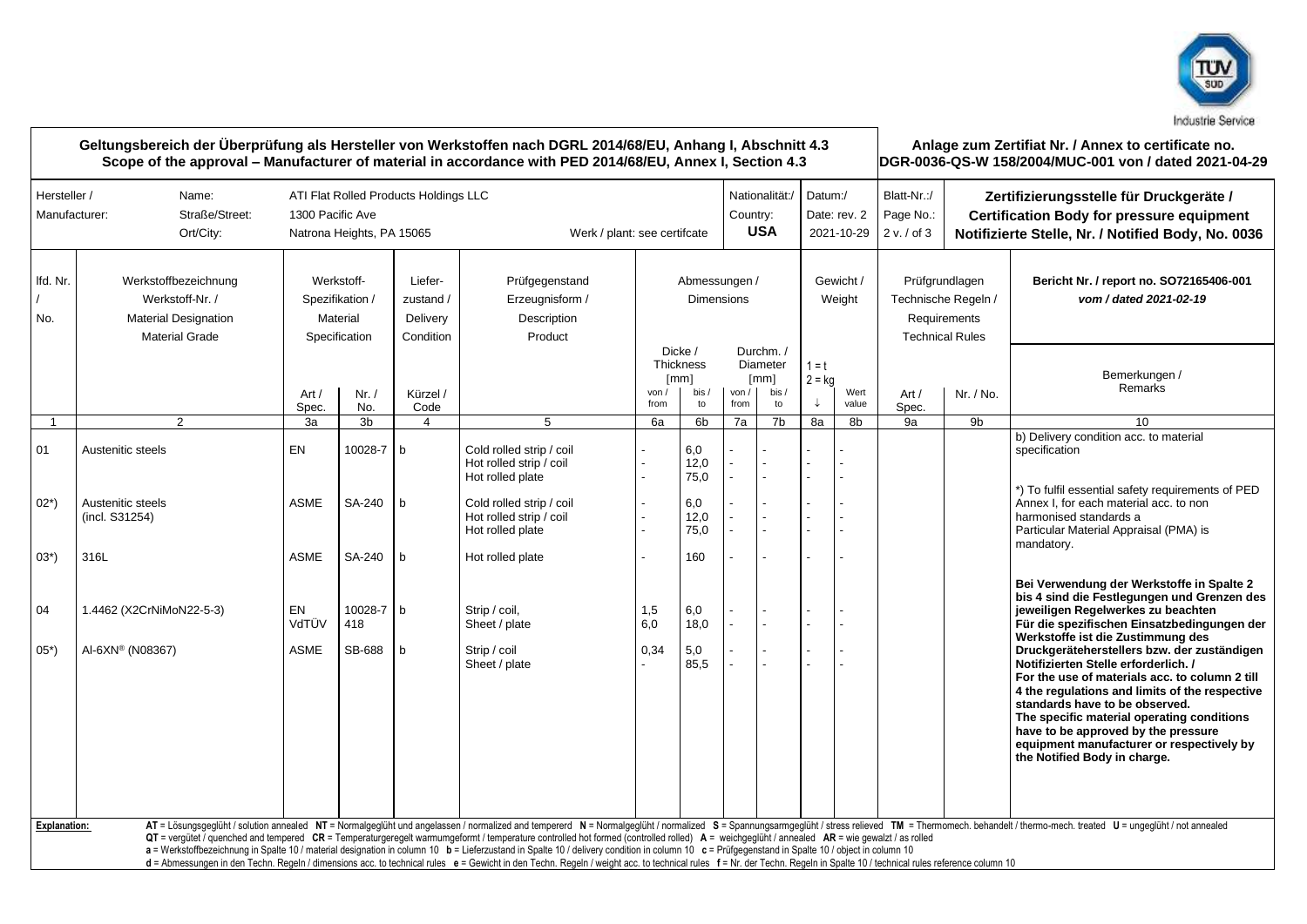**Geltungsbereich der Überprüfung als Hersteller von Werkstoffen nach DGRL 2014/68/EU, Anhang I, Abschnitt 4.3**
**Scope of the approval – Manufacturer of material in accordance with PED 2014/68/EU, Annex I, Section 4.3**

**Anlage zum Zertifikat Nr. / Annex to certificate no.**
**DGR-0036-QS-W 158/2004/MUC-001 von / dated 2021-04-29**

| Hersteller / Manufacturer: | |
|---|---|
| Name: | ATI Flat Rolled Products Holdings LLC |
| Straße/Street: | 1300 Pacific Ave |
| Ort/City: | Natrona Heights, PA 15065 |
| Werk / plant: | see certifcate |
| Nationalität:/ Country: | **USA** |
| Datum:/ Date: | rev. 2 2021-10-29 |
| Blatt-Nr.:/ Page No.: | 2 v. / of 3 |

**Zertifizierungsstelle für Druckgeräte / Certification Body for pressure equipment Notifizierte Stelle, Nr. / Notified Body, No. 0036**

**Bericht Nr. / report no. SO72165406-001** *vom / dated 2021-02-19*

| lfd. Nr. / No. | Werkstoffbezeichnung / Werkstoff-Nr. / Material Designation / Material Grade | Werkstoff-Spezifikation / Material Specification: Art / Spec. | Nr. / No. | Lieferzustand / Delivery Condition: Kürzel / Code | Prüfgegenstand / Erzeugnisform / Description / Product | Dicke / Thickness [mm] von / from | bis / to | Durchm. / Diameter [mm] von / from | bis / to | Gewicht / Weight 1 = t 2 = kg | Wert value | Prüfgrundlagen / Technische Regeln / Requirements / Technical Rules: Art / Spec. | Nr. / No. | Bemerkungen / Remarks |
|---|---|---|---|---|---|---|---|---|---|---|---|---|---|---|
| 1 | 2 | 3a | 3b | 4 | 5 | 6a | 6b | 7a | 7b | 8a | 8b | 9a | 9b | 10 |
| 01 | Austenitic steels | EN | 10028-7 | b | Cold rolled strip / coil<br>Hot rolled strip / coil<br>Hot rolled plate | -<br>-<br>- | 6,0<br>12,0<br>75,0 | -<br>-<br>- | -<br>-<br>- | -<br>-<br>- | -<br>-<br>- | | | b) Delivery condition acc. to material specification |
| 02*) | Austenitic steels (incl. S31254) | ASME | SA-240 | b | Cold rolled strip / coil<br>Hot rolled strip / coil<br>Hot rolled plate | -<br>-<br>- | 6,0<br>12,0<br>75,0 | -<br>-<br>- | -<br>-<br>- | -<br>-<br>- | -<br>-<br>- | | | *) To fulfil essential safety requirements of PED Annex I, for each material acc. to non harmonised standards a Particular Material Appraisal (PMA) is mandatory. |
| 03*) | 316L | ASME | SA-240 | b | Hot rolled plate | - | 160 | - | - | - | - | | | |
| 04 | 1.4462 (X2CrNiMoN22-5-3) | EN<br>VdTÜV | 10028-7<br>418 | b | Strip / coil,<br>Sheet / plate | 1,5<br>6,0 | 6,0<br>18,0 | -<br>- | -<br>- | -<br>- | -<br>- | | | **Bei Verwendung der Werkstoffe in Spalte 2 bis 4 sind die Festlegungen und Grenzen des jeweiligen Regelwerkes zu beachten Für die spezifischen Einsatzbedingungen der Werkstoffe ist die Zustimmung des Druckgeräteherstellers bzw. der zuständigen Notifizierten Stelle erforderlich. / For the use of materials acc. to column 2 till 4 the regulations and limits of the respective standards have to be observed. The specific material operating conditions have to be approved by the pressure equipment manufacturer or respectively by the Notified Body in charge.** |
| 05*) | Al-6XN® (N08367) | ASME | SB-688 | b | Strip / coil<br>Sheet / plate | 0,34<br>- | 5,0<br>85,5 | -<br>- | -<br>- | -<br>- | -<br>- | | | |

**Explanation:**
**AT** = Lösungsgeglüht / solution annealed **NT** = Normalgeglüht und angelassen / normalized and tempererd **N** = Normalgeglüht / normalized **S** = Spannungsarmgeglüht / stress relieved **TM** = Thermomech. behandelt / thermo-mech. treated **U** = ungeglüht / not annealed
**QT** = vergütet / quenched and tempered **CR** = Temperaturgeregelt warmumgeformt / temperature controlled hot formed (controlled rolled) **A** = weichgeglüht / annealed **AR** = wie gewalzt / as rolled
**a** = Werkstoffbezeichnung in Spalte 10 / material designation in column 10 **b** = Lieferzustand in Spalte 10 / delivery condition in column 10 **c** = Prüfgegenstand in Spalte 10 / object in column 10
**d** = Abmessungen in den Techn. Regeln / dimensions acc. to technical rules **e** = Gewicht in den Techn. Regeln / weight acc. to technical rules **f** = Nr. der Techn. Regeln in Spalte 10 / technical rules reference column 10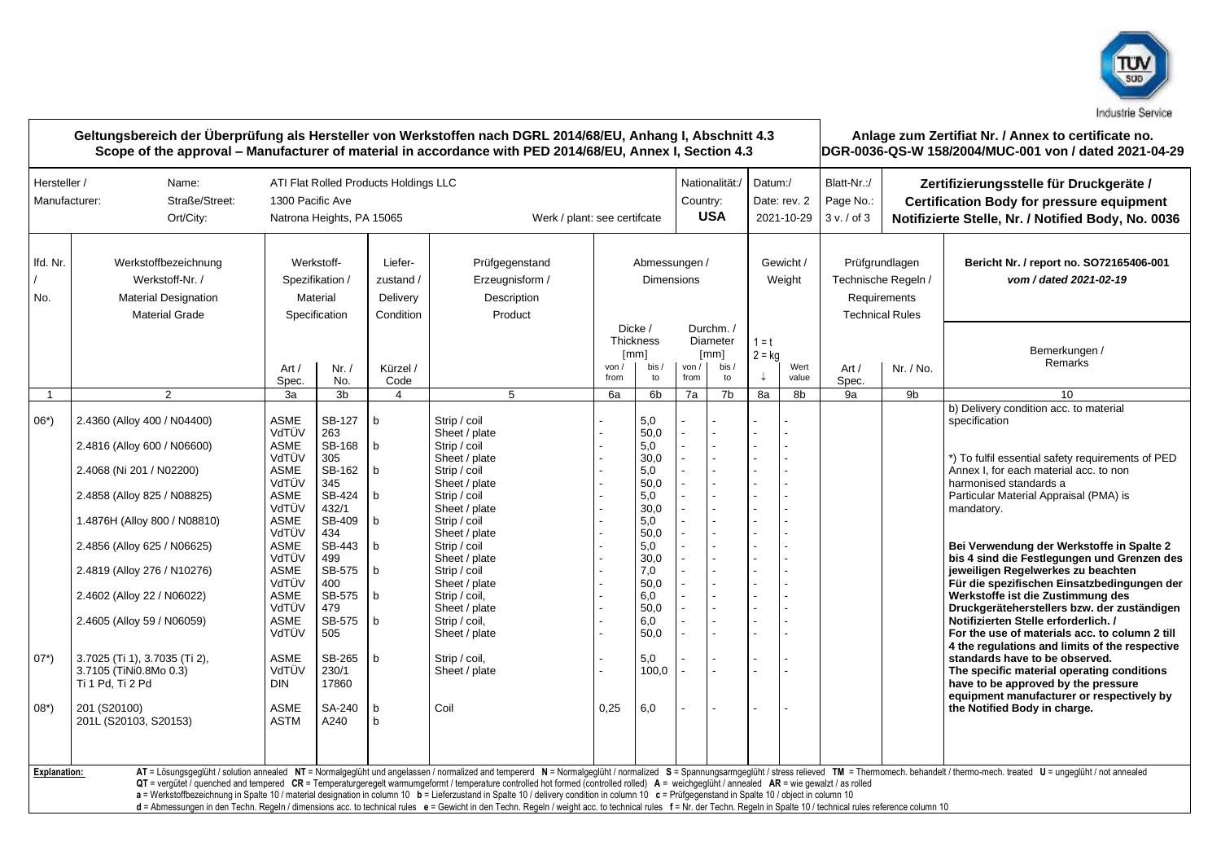Industrie Service

**Geltungsbereich der Überprüfung als Hersteller von Werkstoffen nach DGRL 2014/68/EU, Anhang I, Abschnitt 4.3**
**Scope of the approval – Manufacturer of material in accordance with PED 2014/68/EU, Annex I, Section 4.3**

**Anlage zum Zertifiat Nr. / Annex to certificate no.**
**DGR-0036-QS-W 158/2004/MUC-001 von / dated 2021-04-29**

| Hersteller / Manufacturer: | |
|---|---|
| Name: | ATI Flat Rolled Products Holdings LLC |
| Straße/Street: | 1300 Pacific Ave |
| Ort/City: | Natrona Heights, PA 15065 |
| Werk / plant: | see certifcate |
| Nationalität:/ Country: | **USA** |
| Datum:/ Date: | rev. 2 2021-10-29 |
| Blatt-Nr.:/ Page No.: | 3 v. / of 3 |

**Zertifizierungsstelle für Druckgeräte / Certification Body for pressure equipment Notifizierte Stelle, Nr. / Notified Body, No. 0036**

| lfd. Nr. / No. | Werkstoffbezeichnung / Werkstoff-Nr. / Material Designation / Material Grade | Werkstoff-Spezifikation / Material Specification: Art / Spec. | Nr. / No. | Liefer-zustand / Delivery Condition: Kürzel / Code | Prüfgegenstand / Erzeugnisform / Description / Product | Dicke / Thickness [mm] von / from | bis / to | Durchm. / Diameter [mm] von / from | bis / to | 1 = t 2 = kg | Gewicht / Weight: Wert / value | Prüfgrundlagen / Technische Regeln / Requirements / Technical Rules: Art / Spec. | Nr. / No. |
|---|---|---|---|---|---|---|---|---|---|---|---|---|---|
| 1 | 2 | 3a | 3b | 4 | 5 | 6a | 6b | 7a | 7b | 8a | 8b | 9a | 9b |
| 06*) | 2.4360 (Alloy 400 / N04400) | ASME | SB-127 | b | Strip / coil | - | 5,0 | - | - | - | - | | |
| | | VdTÜV | 263 | | Sheet / plate | - | 50,0 | - | - | - | - | | |
| | 2.4816 (Alloy 600 / N06600) | ASME | SB-168 | b | Strip / coil | - | 5,0 | - | - | - | - | | |
| | | VdTÜV | 305 | | Sheet / plate | - | 30,0 | - | - | - | - | | |
| | 2.4068 (Ni 201 / N02200) | ASME | SB-162 | b | Strip / coil | - | 5,0 | - | - | - | - | | |
| | | VdTÜV | 345 | | Sheet / plate | - | 50,0 | - | - | - | - | | |
| | 2.4858 (Alloy 825 / N08825) | ASME | SB-424 | b | Strip / coil | - | 5,0 | - | - | - | - | | |
| | | VdTÜV | 432/1 | | Sheet / plate | - | 30,0 | - | - | - | - | | |
| | 1.4876H (Alloy 800 / N08810) | ASME | SB-409 | b | Strip / coil | - | 5,0 | - | - | - | - | | |
| | | VdTÜV | 434 | | Sheet / plate | - | 50,0 | - | - | - | - | | |
| | 2.4856 (Alloy 625 / N06625) | ASME | SB-443 | b | Strip / coil | - | 5,0 | - | - | - | - | | |
| | | VdTÜV | 499 | | Sheet / plate | - | 30,0 | - | - | - | - | | |
| | 2.4819 (Alloy 276 / N10276) | ASME | SB-575 | b | Strip / coil | - | 7,0 | - | - | - | - | | |
| | | VdTÜV | 400 | | Sheet / plate | - | 50,0 | - | - | - | - | | |
| | 2.4602 (Alloy 22 / N06022) | ASME | SB-575 | b | Strip / coil, | - | 6,0 | - | - | - | - | | |
| | | VdTÜV | 479 | | Sheet / plate | - | 50,0 | - | - | - | - | | |
| | 2.4605 (Alloy 59 / N06059) | ASME | SB-575 | b | Strip / coil, | - | 6,0 | - | - | - | - | | |
| | | VdTÜV | 505 | | Sheet / plate | - | 50,0 | - | - | - | - | | |
| 07*) | 3.7025 (Ti 1), 3.7035 (Ti 2), 3.7105 (TiNi0.8Mo 0.3) Ti 1 Pd, Ti 2 Pd | ASME | SB-265 | b | Strip / coil, | - | 5,0 | - | - | - | - | | |
| | | VdTÜV | 230/1 | | Sheet / plate | - | 100,0 | - | - | - | - | | |
| | | DIN | 17860 | | | | | | | | | | |
| 08*) | 201 (S20100) | ASME | SA-240 | b | Coil | 0,25 | 6,0 | - | - | - | - | | |
| | 201L (S20103, S20153) | ASTM | A240 | b | | | | | | | | | |

**Bericht Nr. / report no. SO72165406-001**
***vom / dated 2021-02-19***

Bemerkungen / Remarks (10):

b) Delivery condition acc. to material specification

*) To fulfil essential safety requirements of PED Annex I, for each material acc. to non harmonised standards a Particular Material Appraisal (PMA) is mandatory.

**Bei Verwendung der Werkstoffe in Spalte 2 bis 4 sind die Festlegungen und Grenzen des jeweiligen Regelwerkes zu beachten**
**Für die spezifischen Einsatzbedingungen der Werkstoffe ist die Zustimmung des Druckgeräteherstellers bzw. der zuständigen Notifizierten Stelle erforderlich. /**
**For the use of materials acc. to column 2 till 4 the regulations and limits of the respective standards have to be observed.**
**The specific material operating conditions have to be approved by the pressure equipment manufacturer or respectively by the Notified Body in charge.**

**Explanation:** **AT** = Lösungsgeglüht / solution annealed **NT** = Normalgeglüht und angelassen / normalized and tempererd **N** = Normalgeglüht / normalized **S** = Spannungsarmgeglüht / stress relieved **TM** = Thermomech. behandelt / thermo-mech. treated **U** = ungeglüht / not annealed
**QT** = vergütet / quenched and tempered **CR** = Temperaturgeregelt warmumgeformt / temperature controlled hot formed (controlled rolled) **A** = weichgeglüht / annealed **AR** = wie gewalzt / as rolled
**a** = Werkstoffbezeichnung in Spalte 10 / material designation in column 10 **b** = Lieferzustand in Spalte 10 / delivery condition in column 10 **c** = Prüfgegenstand in Spalte 10 / object in column 10
**d** = Abmessungen in den Techn. Regeln / dimensions acc. to technical rules **e** = Gewicht in den Techn. Regeln / weight acc. to technical rules **f** = Nr. der Techn. Regeln in Spalte 10 / technical rules reference column 10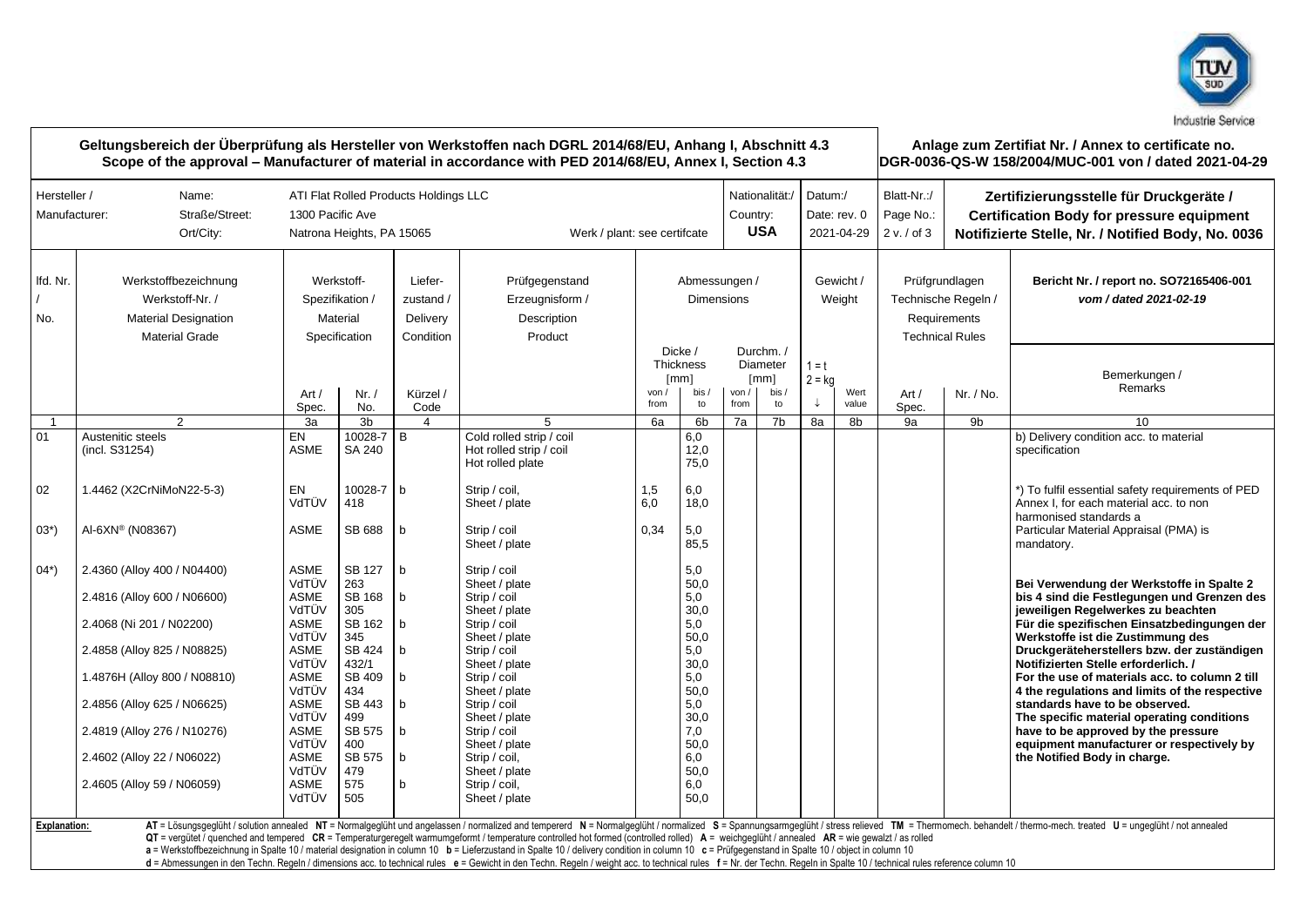Industrie Service

**Geltungsbereich der Überprüfung als Hersteller von Werkstoffen nach DGRL 2014/68/EU, Anhang I, Abschnitt 4.3**
**Scope of the approval – Manufacturer of material in accordance with PED 2014/68/EU, Annex I, Section 4.3**

**Anlage zum Zertifiat Nr. / Annex to certificate no.**
**DGR-0036-QS-W 158/2004/MUC-001 von / dated 2021-04-29**

| Hersteller / Manufacturer: | Name: | ATI Flat Rolled Products Holdings LLC | Nationalität:/ Country: | Datum:/ Date: rev. 0 | Blatt-Nr.:/ Page No.: | Zertifizierungsstelle für Druckgeräte / Certification Body for pressure equipment Notifizierte Stelle, Nr. / Notified Body, No. 0036 |
|---|---|---|---|---|---|---|
| | Straße/Street: | 1300 Pacific Ave | **USA** | 2021-04-29 | 2 v. / of 3 | |
| | Ort/City: | Natrona Heights, PA 15065 — Werk / plant: see certifcate | | | | |

| lfd. Nr. / No. | Werkstoffbezeichnung / Werkstoff-Nr. / Material Designation / Material Grade | Werkstoff-Spezifikation / Material Specification | | Lieferzustand / Delivery Condition | Prüfgegenstand / Erzeugnisform / Description / Product | Abmessungen / Dimensions | | | | Gewicht / Weight | | Prüfgrundlagen / Technische Regeln / Requirements / Technical Rules | | Bericht Nr. / report no. SO72165406-001 *vom / dated 2021-02-19* — Bemerkungen / Remarks |
|---|---|---|---|---|---|---|---|---|---|---|---|---|---|---|
| | | | | | | Dicke / Thickness [mm] | | Durchm. / Diameter [mm] | | 1 = t 2 = kg | | | | |
| | | Art / Spec. | Nr. / No. | Kürzel / Code | | von / from | bis / to | von / from | bis / to | ↓ | Wert value | Art / Spec. | Nr. / No. | |
| 1 | 2 | 3a | 3b | 4 | 5 | 6a | 6b | 7a | 7b | 8a | 8b | 9a | 9b | 10 |
| 01 | Austenitic steels (incl. S31254) | EN ASME | 10028-7 SA 240 | B | Cold rolled strip / coil Hot rolled strip / coil Hot rolled plate | | 6,0 12,0 75,0 | | | | | | | b) Delivery condition acc. to material specification |
| 02 | 1.4462 (X2CrNiMoN22-5-3) | EN VdTÜV | 10028-7 418 | b | Strip / coil, Sheet / plate | 1,5 6,0 | 6,0 18,0 | | | | | | | *) To fulfil essential safety requirements of PED Annex I, for each material acc. to non harmonised standards a Particular Material Appraisal (PMA) is mandatory. |
| 03*) | Al-6XN® (N08367) | ASME | SB 688 | b | Strip / coil Sheet / plate | 0,34 | 5,0 85,5 | | | | | | | |
| 04*) | 2.4360 (Alloy 400 / N04400) | ASME VdTÜV | SB 127 263 | b | Strip / coil Sheet / plate | | 5,0 50,0 | | | | | | | **Bei Verwendung der Werkstoffe in Spalte 2 bis 4 sind die Festlegungen und Grenzen des jeweiligen Regelwerkes zu beachten Für die spezifischen Einsatzbedingungen der Werkstoffe ist die Zustimmung des Druckgeräteherstellers bzw. der zuständigen Notifizierten Stelle erforderlich. / For the use of materials acc. to column 2 till 4 the regulations and limits of the respective standards have to be observed. The specific material operating conditions have to be approved by the pressure equipment manufacturer or respectively by the Notified Body in charge.** |
| | 2.4816 (Alloy 600 / N06600) | ASME VdTÜV | SB 168 305 | b | Strip / coil Sheet / plate | | 5,0 30,0 | | | | | | | |
| | 2.4068 (Ni 201 / N02200) | ASME VdTÜV | SB 162 345 | b | Strip / coil Sheet / plate | | 5,0 50,0 | | | | | | | |
| | 2.4858 (Alloy 825 / N08825) | ASME VdTÜV | SB 424 432/1 | b | Strip / coil Sheet / plate | | 5,0 30,0 | | | | | | | |
| | 1.4876H (Alloy 800 / N08810) | ASME VdTÜV | SB 409 434 | b | Strip / coil Sheet / plate | | 5,0 50,0 | | | | | | | |
| | 2.4856 (Alloy 625 / N06625) | ASME VdTÜV | SB 443 499 | b | Strip / coil Sheet / plate | | 5,0 30,0 | | | | | | | |
| | 2.4819 (Alloy 276 / N10276) | ASME VdTÜV | SB 575 400 | b | Strip / coil Sheet / plate | | 7,0 50,0 | | | | | | | |
| | 2.4602 (Alloy 22 / N06022) | ASME VdTÜV | SB 575 479 | b | Strip / coil, Sheet / plate | | 6,0 50,0 | | | | | | | |
| | 2.4605 (Alloy 59 / N06059) | ASME VdTÜV | 575 505 | b | Strip / coil, Sheet / plate | | 6,0 50,0 | | | | | | | |

**Explanation:** **AT** = Lösungsgeglüht / solution annealed **NT** = Normalgeglüht und angelassen / normalized and tempererd **N** = Normalgeglüht / normalized **S** = Spannungsarmgeglüht / stress relieved **TM** = Thermomech. behandelt / thermo-mech. treated **U** = ungeglüht / not annealed
**QT** = vergütet / quenched and tempered **CR** = Temperaturgeregelt warmumgeformt / temperature controlled hot formed (controlled rolled) **A** = weichgeglüht / annealed **AR** = wie gewalzt / as rolled
**a** = Werkstoffbezeichnung in Spalte 10 / material designation in column 10 **b** = Lieferzustand in Spalte 10 / delivery condition in column 10 **c** = Prüfgegenstand in Spalte 10 / object in column 10
**d** = Abmessungen in den Techn. Regeln / dimensions acc. to technical rules **e** = Gewicht in den Techn. Regeln / weight acc. to technical rules **f** = Nr. der Techn. Regeln in Spalte 10 / technical rules reference column 10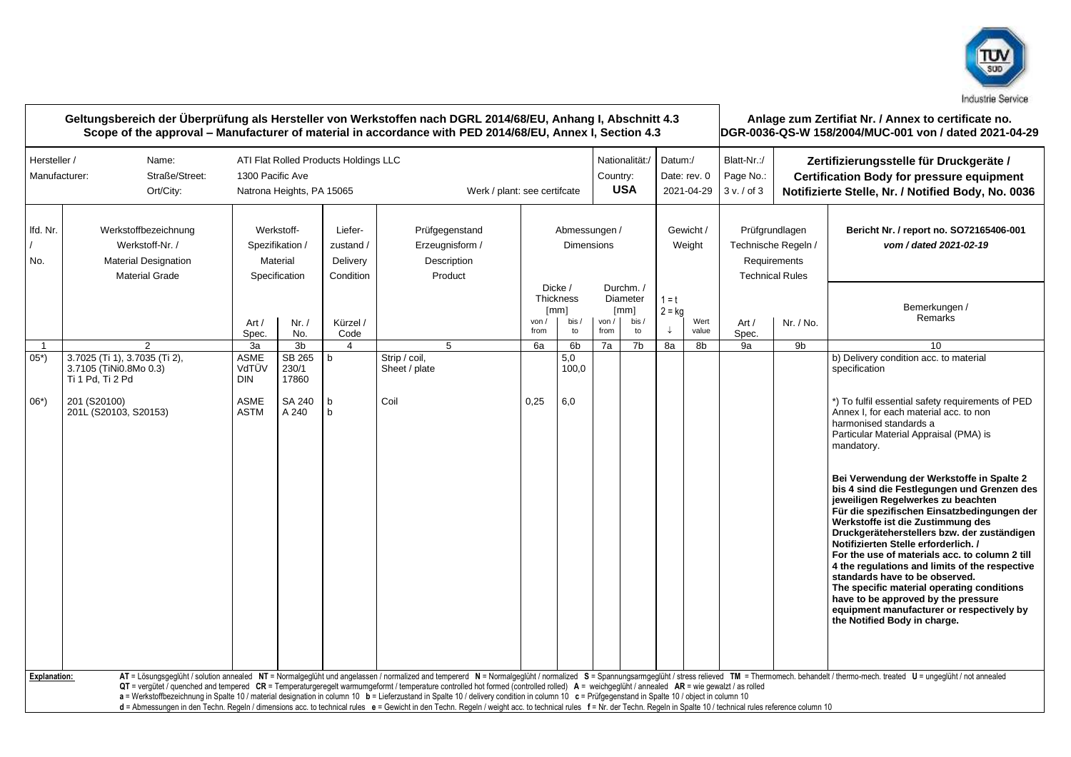Industrie Service

**Geltungsbereich der Überprüfung als Hersteller von Werkstoffen nach DGRL 2014/68/EU, Anhang I, Abschnitt 4.3**
**Scope of the approval – Manufacturer of material in accordance with PED 2014/68/EU, Annex I, Section 4.3**

**Anlage zum Zertifiat Nr. / Annex to certificate no.**
**DGR-0036-QS-W 158/2004/MUC-001 von / dated 2021-04-29**

| | | | | | |
|---|---|---|---|---|---|
| Hersteller / Manufacturer: | Name: ATI Flat Rolled Products Holdings LLC<br>Straße/Street: 1300 Pacific Ave<br>Ort/City: Natrona Heights, PA 15065 | Werk / plant: see certifcate | Nationalität:/ Country: **USA** | Datum:/ Date: rev. 0 2021-04-29 | Blatt-Nr.:/ Page No.: 3 v. / of 3 |

**Zertifizierungsstelle für Druckgeräte / Certification Body for pressure equipment Notifizierte Stelle, Nr. / Notified Body, No. 0036**

**Bericht Nr. / report no. SO72165406-001** *vom / dated 2021-02-19*

| lfd. Nr. / No. | Werkstoffbezeichnung / Werkstoff-Nr. / Material Designation / Material Grade | Werkstoff-Spezifikation / Material Specification | | Liefer-zustand / Delivery Condition | Prüfgegenstand / Erzeugnisform / Description / Product | Abmessungen / Dimensions | | | | Gewicht / Weight | | Prüfgrundlagen / Technische Regeln / Requirements / Technical Rules | | Bemerkungen / Remarks |
|---|---|---|---|---|---|---|---|---|---|---|---|---|---|---|
| | | | | | | Dicke / Thickness [mm] | | Durchm. / Diameter [mm] | | 1 = t, 2 = kg | | | | |
| | | Art / Spec. | Nr. / No. | Kürzel / Code | | von / from | bis / to | von / from | bis / to | ↓ | Wert value | Art / Spec. | Nr. / No. | |
| 1 | 2 | 3a | 3b | 4 | 5 | 6a | 6b | 7a | 7b | 8a | 8b | 9a | 9b | 10 |
| 05*) | 3.7025 (Ti 1), 3.7035 (Ti 2), 3.7105 (TiNi0.8Mo 0.3) Ti 1 Pd, Ti 2 Pd | ASME<br>VdTÜV<br>DIN | SB 265<br>230/1<br>17860 | b | Strip / coil, Sheet / plate | | 5,0<br>100,0 | | | | | | | b) Delivery condition acc. to material specification |
| 06*) | 201 (S20100)<br>201L (S20103, S20153) | ASME<br>ASTM | SA 240<br>A 240 | b<br>b | Coil | 0,25 | 6,0 | | | | | | | *) To fulfil essential safety requirements of PED Annex I, for each material acc. to non harmonised standards a Particular Material Appraisal (PMA) is mandatory.<br><br>**Bei Verwendung der Werkstoffe in Spalte 2 bis 4 sind die Festlegungen und Grenzen des jeweiligen Regelwerkes zu beachten Für die spezifischen Einsatzbedingungen der Werkstoffe ist die Zustimmung des Druckgeräteherstellers bzw. der zuständigen Notifizierten Stelle erforderlich. / For the use of materials acc. to column 2 till 4 the regulations and limits of the respective standards have to be observed. The specific material operating conditions have to be approved by the pressure equipment manufacturer or respectively by the Notified Body in charge.** |

**Explanation:** **AT** = Lösungsgeglüht / solution annealed **NT** = Normalgeglüht und angelassen / normalized and tempererd **N** = Normalgeglüht / normalized **S** = Spannungsarmgeglüht / stress relieved **TM** = Thermomech. behandelt / thermo-mech. treated **U** = ungeglüht / not annealed
**QT** = vergütet / quenched and tempered **CR** = Temperaturgeregelt warmumgeformt / temperature controlled hot formed (controlled rolled) **A** = weichgeglüht / annealed **AR** = wie gewalzt / as rolled
**a** = Werkstoffbezeichnung in Spalte 10 / material designation in column 10 **b** = Lieferzustand in Spalte 10 / delivery condition in column 10 **c** = Prüfgegenstand in Spalte 10 / object in column 10
**d** = Abmessungen in den Techn. Regeln / dimensions acc. to technical rules **e** = Gewicht in den Techn. Regeln / weight acc. to technical rules **f** = Nr. der Techn. Regeln in Spalte 10 / technical rules reference column 10